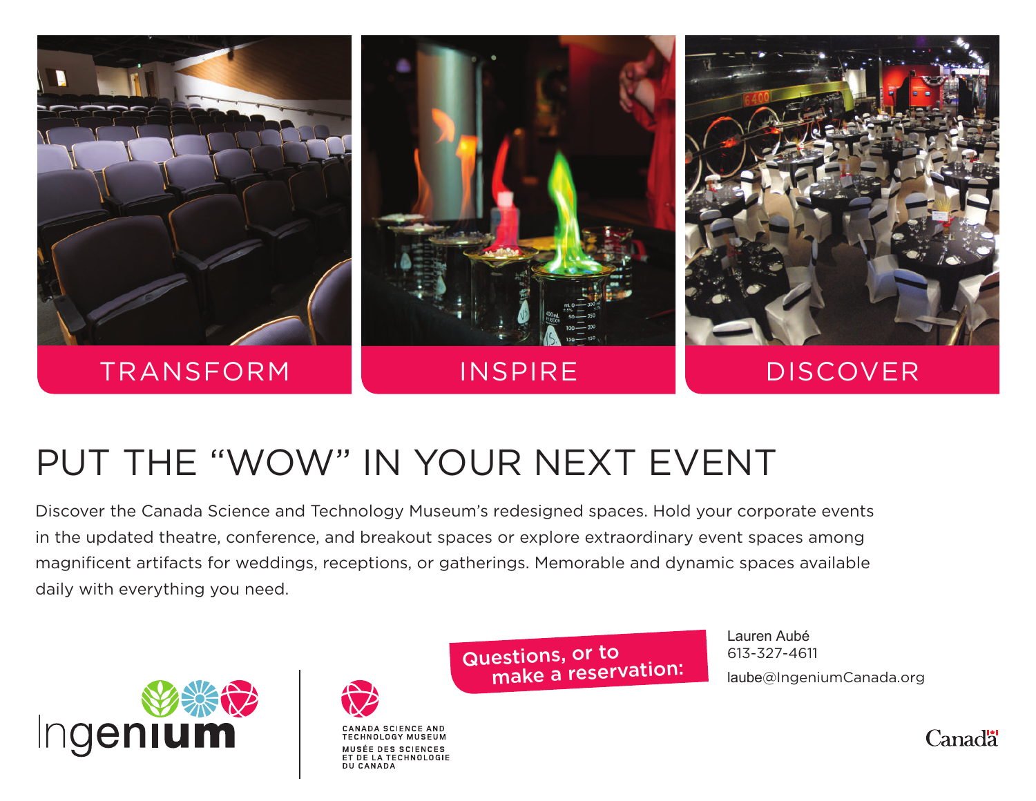TRANSFORM

INSPIRE

DISCOVER

# PUT THE "WOW" IN YOUR NEXT EVENT

Discover the Canada Science and Technology Museum's redesigned spaces. Hold your corporate events in the updated theatre, conference, and breakout spaces or explore extraordinary event spaces among magnificent artifacts for weddings, receptions, or gatherings. Memorable and dynamic spaces available daily with everything you need.

**Questions, or to make a reservation:**

Lauren Aubé
613-327-4611
laube@IngeniumCanada.org

Ingenium

CANADA SCIENCE AND TECHNOLOGY MUSEUM
MUSÉE DES SCIENCES ET DE LA TECHNOLOGIE DU CANADA

Canada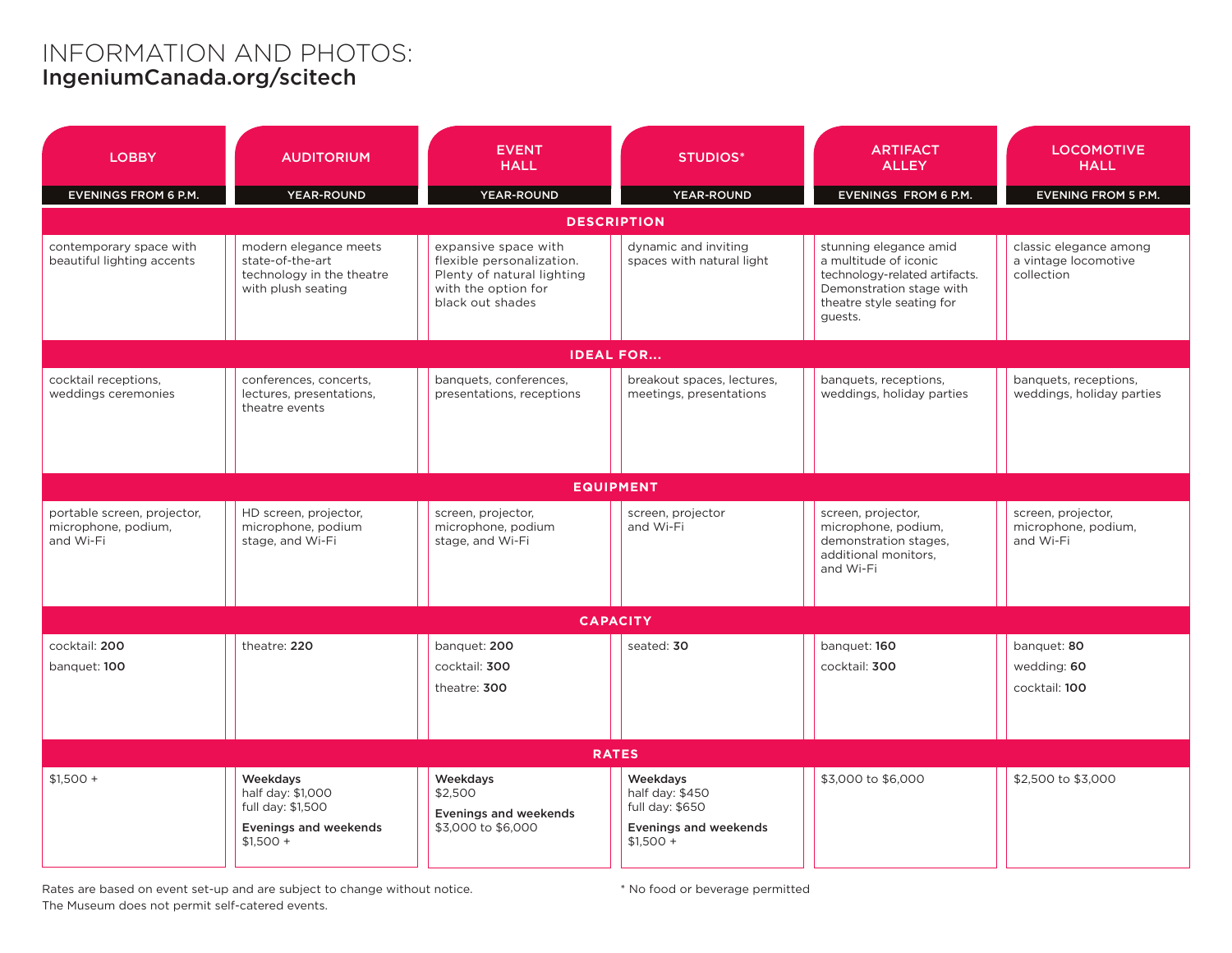# INFORMATION AND PHOTOS:
## IngeniumCanada.org/scitech

| | LOBBY | AUDITORIUM | EVENT HALL | STUDIOS* | ARTIFACT ALLEY | LOCOMOTIVE HALL |
|---|---|---|---|---|---|---|
| | EVENINGS FROM 6 P.M. | YEAR-ROUND | YEAR-ROUND | YEAR-ROUND | EVENINGS FROM 6 P.M. | EVENING FROM 5 P.M. |
| **DESCRIPTION** | contemporary space with beautiful lighting accents | modern elegance meets state-of-the-art technology in the theatre with plush seating | expansive space with flexible personalization. Plenty of natural lighting with the option for black out shades | dynamic and inviting spaces with natural light | stunning elegance amid a multitude of iconic technology-related artifacts. Demonstration stage with theatre style seating for guests. | classic elegance among a vintage locomotive collection |
| **IDEAL FOR...** | cocktail receptions, weddings ceremonies | conferences, concerts, lectures, presentations, theatre events | banquets, conferences, presentations, receptions | breakout spaces, lectures, meetings, presentations | banquets, receptions, weddings, holiday parties | banquets, receptions, weddings, holiday parties |
| **EQUIPMENT** | portable screen, projector, microphone, podium, and Wi-Fi | HD screen, projector, microphone, podium stage, and Wi-Fi | screen, projector, microphone, podium stage, and Wi-Fi | screen, projector and Wi-Fi | screen, projector, microphone, podium, demonstration stages, additional monitors, and Wi-Fi | screen, projector, microphone, podium, and Wi-Fi |
| **CAPACITY** | cocktail: **200**<br>banquet: **100** | theatre: **220** | banquet: **200**<br>cocktail: **300**<br>theatre: **300** | seated: **30** | banquet: **160**<br>cocktail: **300** | banquet: **80**<br>wedding: **60**<br>cocktail: **100** |
| **RATES** | $1,500 + | **Weekdays**<br>half day: $1,000<br>full day: $1,500<br>**Evenings and weekends**<br>$1,500 + | **Weekdays**<br>$2,500<br>**Evenings and weekends**<br>$3,000 to $6,000 | **Weekdays**<br>half day: $450<br>full day: $650<br>**Evenings and weekends**<br>$1,500 + | $3,000 to $6,000 | $2,500 to $3,000 |

Rates are based on event set-up and are subject to change without notice.
The Museum does not permit self-catered events.

* No food or beverage permitted